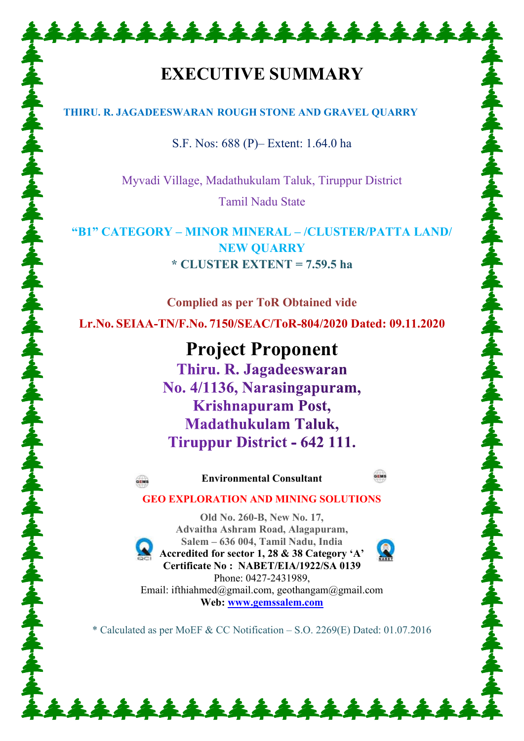# EXECUTIVE SUMMARY

**THIRU. R. JAGADEESWARAN ROUGH STONE AND GRAVEL QUARRY**

S.F. Nos: 688 (P)– Extent: 1.64.0 ha

Myvadi Village, Madathukulam Taluk, Tiruppur District

Tamil Nadu State

**"B1" CATEGORY – MINOR MINERAL – /CLUSTER/PATTA LAND/ NEW QUARRY**

**\* CLUSTER EXTENT = 7.59.5 ha**

**Complied as per ToR Obtained vide**

**Lr.No. SEIAA-TN/F.No. 7150/SEAC/ToR-804/2020 Dated: 09.11.2020**

## Project Proponent

**Thiru. R. Jagadeeswaran**
**No. 4/1136, Narasingapuram,**
**Krishnapuram Post,**
**Madathukulam Taluk,**
**Tiruppur District - 642 111.**

**Environmental Consultant**

**GEO EXPLORATION AND MINING SOLUTIONS**

**Old No. 260-B, New No. 17,**
**Advaitha Ashram Road, Alagapuram,**
**Salem – 636 004, Tamil Nadu, India**
**Accredited for sector 1, 28 & 38 Category 'A'**
**Certificate No : NABET/EIA/1922/SA 0139**
Phone: 0427-2431989,
Email: ifthiahmed@gmail.com, geothangam@gmail.com
**Web: www.gemssalem.com**

\* Calculated as per MoEF & CC Notification – S.O. 2269(E) Dated: 01.07.2016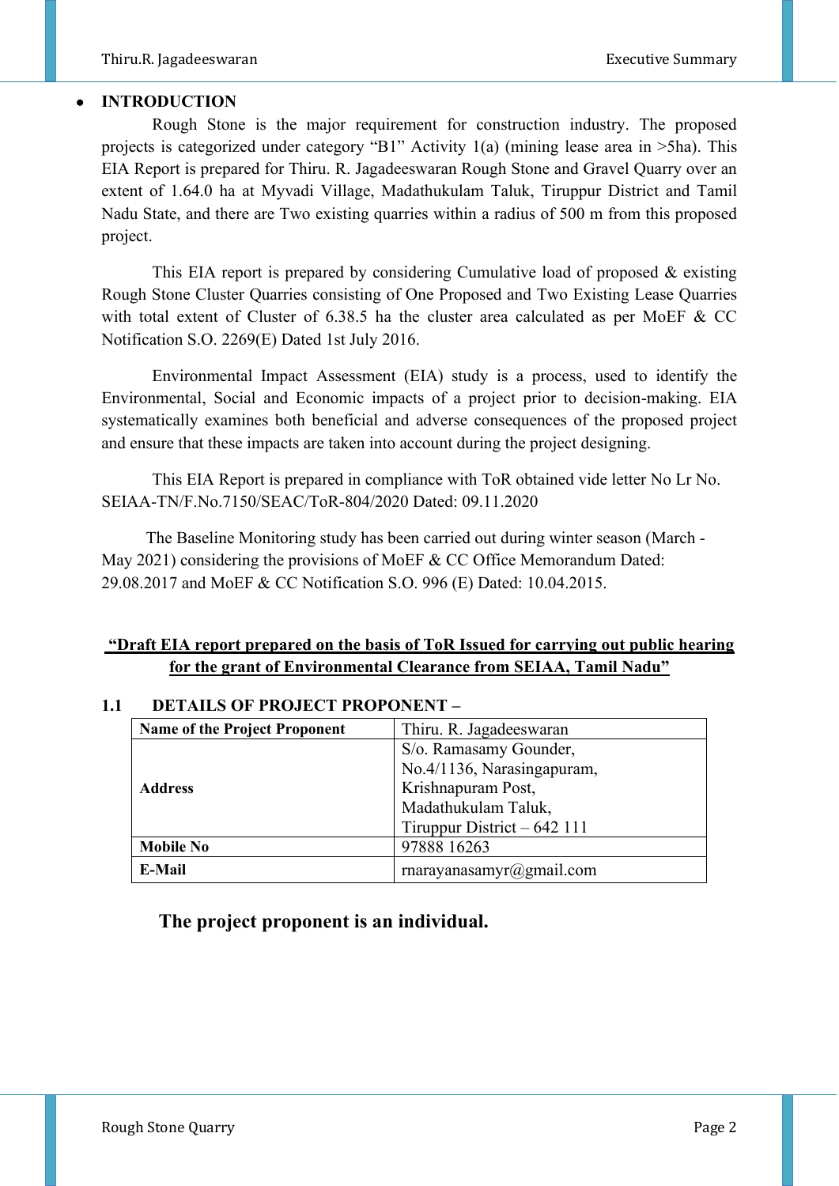- **INTRODUCTION**

Rough Stone is the major requirement for construction industry. The proposed projects is categorized under category "B1" Activity 1(a) (mining lease area in >5ha). This EIA Report is prepared for Thiru. R. Jagadeeswaran Rough Stone and Gravel Quarry over an extent of 1.64.0 ha at Myvadi Village, Madathukulam Taluk, Tiruppur District and Tamil Nadu State, and there are Two existing quarries within a radius of 500 m from this proposed project.

This EIA report is prepared by considering Cumulative load of proposed & existing Rough Stone Cluster Quarries consisting of One Proposed and Two Existing Lease Quarries with total extent of Cluster of 6.38.5 ha the cluster area calculated as per MoEF & CC Notification S.O. 2269(E) Dated 1st July 2016.

Environmental Impact Assessment (EIA) study is a process, used to identify the Environmental, Social and Economic impacts of a project prior to decision-making. EIA systematically examines both beneficial and adverse consequences of the proposed project and ensure that these impacts are taken into account during the project designing.

This EIA Report is prepared in compliance with ToR obtained vide letter No Lr No. SEIAA-TN/F.No.7150/SEAC/ToR-804/2020 Dated: 09.11.2020

The Baseline Monitoring study has been carried out during winter season (March - May 2021) considering the provisions of MoEF & CC Office Memorandum Dated: 29.08.2017 and MoEF & CC Notification S.O. 996 (E) Dated: 10.04.2015.

**"Draft EIA report prepared on the basis of ToR Issued for carrying out public hearing for the grant of Environmental Clearance from SEIAA, Tamil Nadu"**

## 1.1 DETAILS OF PROJECT PROPONENT –

| **Name of the Project Proponent** | Thiru. R. Jagadeeswaran |
|---|---|
| **Address** | S/o. Ramasamy Gounder, No.4/1136, Narasingapuram, Krishnapuram Post, Madathukulam Taluk, Tiruppur District – 642 111 |
| **Mobile No** | 97888 16263 |
| **E-Mail** | rnarayanasamyr@gmail.com |

**The project proponent is an individual.**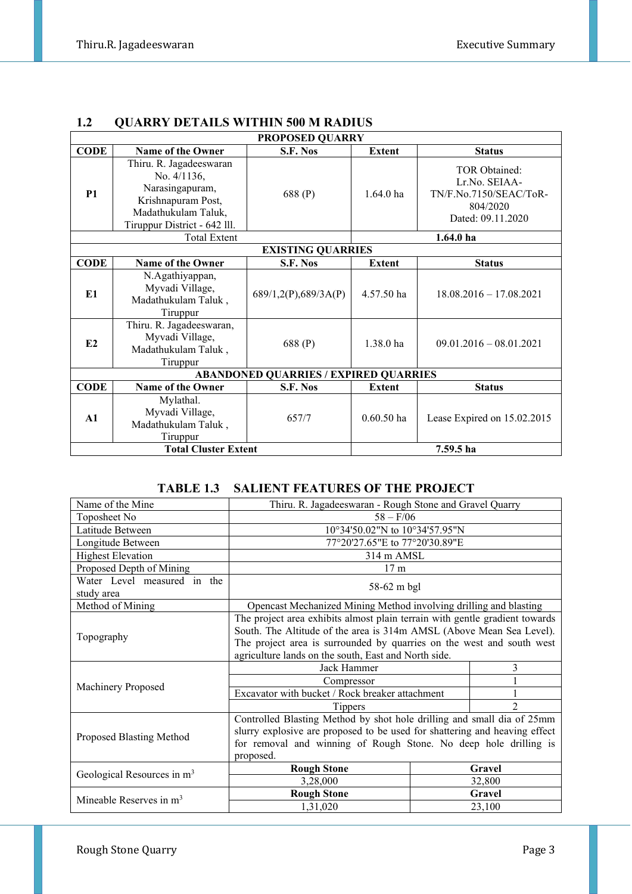## 1.2 QUARRY DETAILS WITHIN 500 M RADIUS

| PROPOSED QUARRY | | | | |
|---|---|---|---|---|
| **CODE** | **Name of the Owner** | **S.F. Nos** | **Extent** | **Status** |
| **P1** | Thiru. R. Jagadeeswaran No. 4/1136, Narasingapuram, Krishnapuram Post, Madathukulam Taluk, Tiruppur District - 642 lll. | 688 (P) | 1.64.0 ha | TOR Obtained: Lr.No. SEIAA-TN/F.No.7150/SEAC/ToR-804/2020 Dated: 09.11.2020 |
| Total Extent | | | **1.64.0 ha** | |
| **EXISTING QUARRIES** | | | | |
| **CODE** | **Name of the Owner** | **S.F. Nos** | **Extent** | **Status** |
| **E1** | N.Agathiyappan, Myvadi Village, Madathukulam Taluk , Tiruppur | 689/1,2(P),689/3A(P) | 4.57.50 ha | 18.08.2016 – 17.08.2021 |
| **E2** | Thiru. R. Jagadeeswaran, Myvadi Village, Madathukulam Taluk , Tiruppur | 688 (P) | 1.38.0 ha | 09.01.2016 – 08.01.2021 |
| **ABANDONED QUARRIES / EXPIRED QUARRIES** | | | | |
| **CODE** | **Name of the Owner** | **S.F. Nos** | **Extent** | **Status** |
| **A1** | Mylathal. Myvadi Village, Madathukulam Taluk , Tiruppur | 657/7 | 0.60.50 ha | Lease Expired on 15.02.2015 |
| **Total Cluster Extent** | | | **7.59.5 ha** | |

### TABLE 1.3 SALIENT FEATURES OF THE PROJECT

| | | |
|---|---|---|
| Name of the Mine | Thiru. R. Jagadeeswaran - Rough Stone and Gravel Quarry | |
| Toposheet No | 58 – F/06 | |
| Latitude Between | 10°34'50.02"N to 10°34'57.95"N | |
| Longitude Between | 77°20'27.65"E to 77°20'30.89"E | |
| Highest Elevation | 314 m AMSL | |
| Proposed Depth of Mining | 17 m | |
| Water Level measured in the study area | 58-62 m bgl | |
| Method of Mining | Opencast Mechanized Mining Method involving drilling and blasting | |
| Topography | The project area exhibits almost plain terrain with gentle gradient towards South. The Altitude of the area is 314m AMSL (Above Mean Sea Level). The project area is surrounded by quarries on the west and south west agriculture lands on the south, East and North side. | |
| Machinery Proposed | Jack Hammer | 3 |
| | Compressor | 1 |
| | Excavator with bucket / Rock breaker attachment | 1 |
| | Tippers | 2 |
| Proposed Blasting Method | Controlled Blasting Method by shot hole drilling and small dia of 25mm slurry explosive are proposed to be used for shattering and heaving effect for removal and winning of Rough Stone. No deep hole drilling is proposed. | |
| Geological Resources in $m^3$ | **Rough Stone** | **Gravel** |
| | 3,28,000 | 32,800 |
| Mineable Reserves in $m^3$ | **Rough Stone** | **Gravel** |
| | 1,31,020 | 23,100 |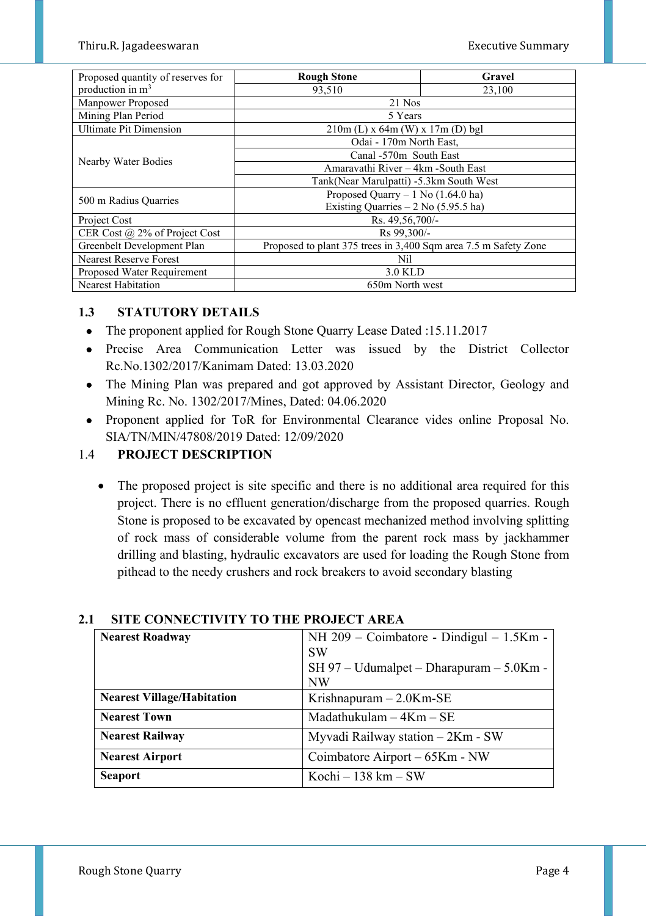| Proposed quantity of reserves for production in $m^3$ | Rough Stone | Gravel |
|---|---|---|
| | 93,510 | 23,100 |
| Manpower Proposed | 21 Nos | |
| Mining Plan Period | 5 Years | |
| Ultimate Pit Dimension | 210m (L) x 64m (W) x 17m (D) bgl | |
| Nearby Water Bodies | Odai - 170m North East, | |
| | Canal -570m South East | |
| | Amaravathi River – 4km -South East | |
| | Tank(Near Marulpatti) -5.3km South West | |
| 500 m Radius Quarries | Proposed Quarry – 1 No (1.64.0 ha)<br>Existing Quarries – 2 No (5.95.5 ha) | |
| Project Cost | Rs. 49,56,700/- | |
| CER Cost @ 2% of Project Cost | Rs 99,300/- | |
| Greenbelt Development Plan | Proposed to plant 375 trees in 3,400 Sqm area 7.5 m Safety Zone | |
| Nearest Reserve Forest | Nil | |
| Proposed Water Requirement | 3.0 KLD | |
| Nearest Habitation | 650m North west | |

## 1.3 STATUTORY DETAILS

- The proponent applied for Rough Stone Quarry Lease Dated :15.11.2017
- Precise Area Communication Letter was issued by the District Collector Rc.No.1302/2017/Kanimam Dated: 13.03.2020
- The Mining Plan was prepared and got approved by Assistant Director, Geology and Mining Rc. No. 1302/2017/Mines, Dated: 04.06.2020
- Proponent applied for ToR for Environmental Clearance vides online Proposal No. SIA/TN/MIN/47808/2019 Dated: 12/09/2020

## 1.4 PROJECT DESCRIPTION

- The proposed project is site specific and there is no additional area required for this project. There is no effluent generation/discharge from the proposed quarries. Rough Stone is proposed to be excavated by opencast mechanized method involving splitting of rock mass of considerable volume from the parent rock mass by jackhammer drilling and blasting, hydraulic excavators are used for loading the Rough Stone from pithead to the needy crushers and rock breakers to avoid secondary blasting

## 2.1 SITE CONNECTIVITY TO THE PROJECT AREA

| | |
|---|---|
| **Nearest Roadway** | NH 209 – Coimbatore - Dindigul – 1.5Km - SW<br>SH 97 – Udumalpet – Dharapuram – 5.0Km - NW |
| **Nearest Village/Habitation** | Krishnapuram – 2.0Km-SE |
| **Nearest Town** | Madathukulam – 4Km – SE |
| **Nearest Railway** | Myvadi Railway station – 2Km - SW |
| **Nearest Airport** | Coimbatore Airport – 65Km - NW |
| **Seaport** | Kochi – 138 km – SW |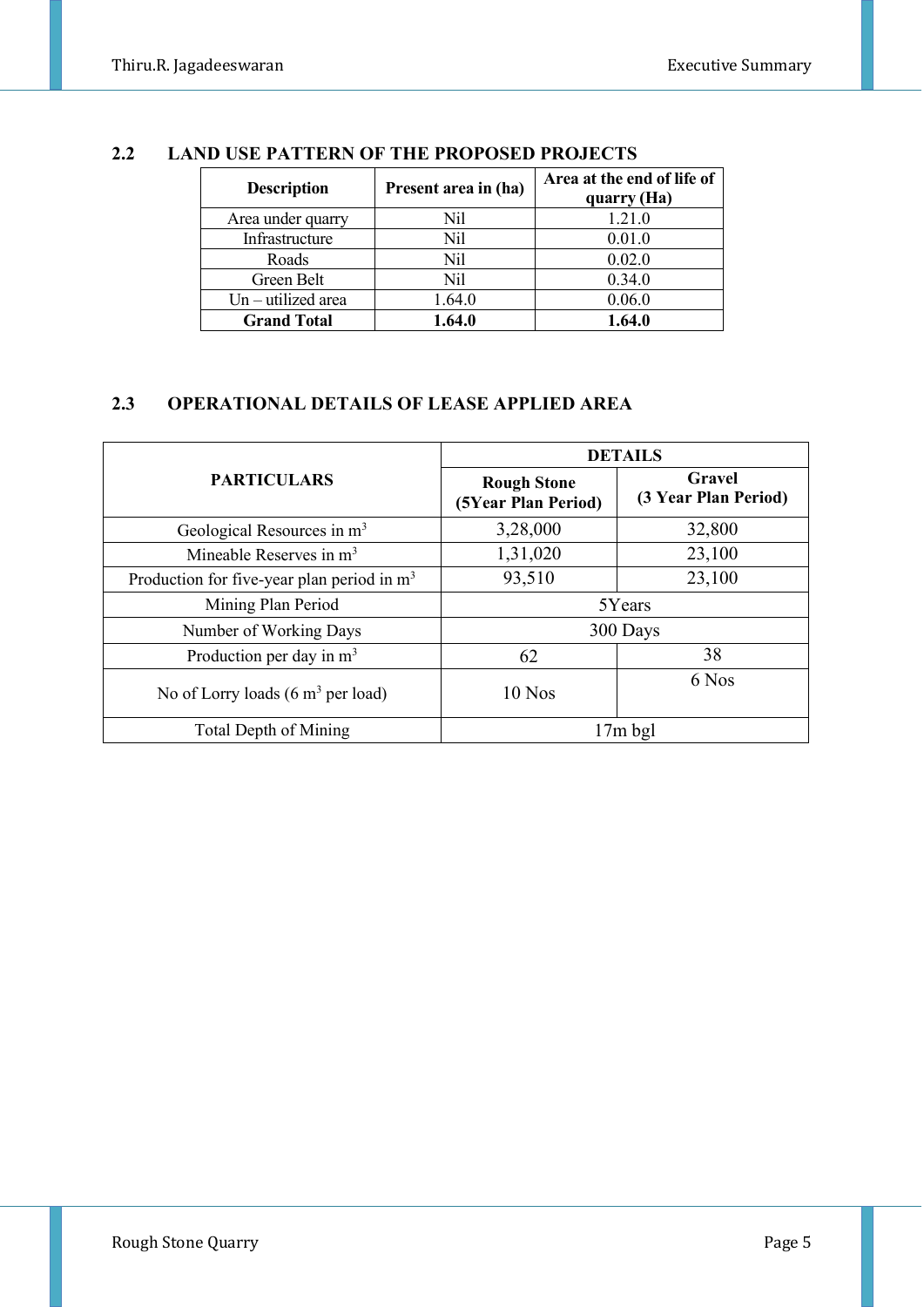## 2.2 LAND USE PATTERN OF THE PROPOSED PROJECTS

| Description | Present area in (ha) | Area at the end of life of quarry (Ha) |
|---|---|---|
| Area under quarry | Nil | 1.21.0 |
| Infrastructure | Nil | 0.01.0 |
| Roads | Nil | 0.02.0 |
| Green Belt | Nil | 0.34.0 |
| Un – utilized area | 1.64.0 | 0.06.0 |
| **Grand Total** | **1.64.0** | **1.64.0** |

## 2.3 OPERATIONAL DETAILS OF LEASE APPLIED AREA

| PARTICULARS | DETAILS | |
|---|---|---|
| | **Rough Stone (5Year Plan Period)** | **Gravel (3 Year Plan Period)** |
| Geological Resources in $m^3$ | 3,28,000 | 32,800 |
| Mineable Reserves in $m^3$ | 1,31,020 | 23,100 |
| Production for five-year plan period in $m^3$ | 93,510 | 23,100 |
| Mining Plan Period | 5Years | |
| Number of Working Days | 300 Days | |
| Production per day in $m^3$ | 62 | 38 |
| No of Lorry loads (6 $m^3$ per load) | 10 Nos | 6 Nos |
| Total Depth of Mining | 17m bgl | |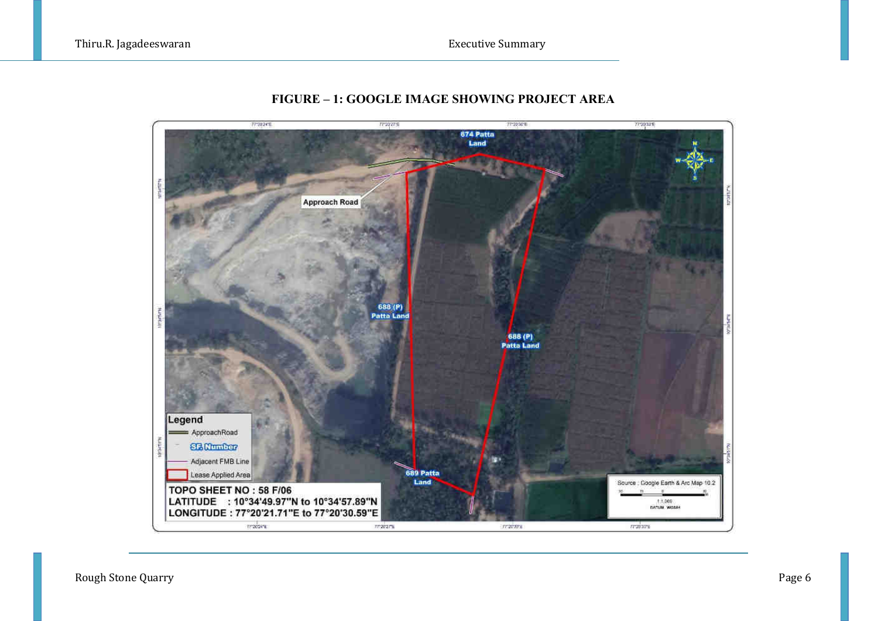**FIGURE – 1: GOOGLE IMAGE SHOWING PROJECT AREA**

674 Patta Land

Approach Road

688 (P) Patta Land

688 (P) Patta Land

689 Patta Land

Legend

ApproachRoad

SF. Number

Adjacent FMB Line

Lease Applied Area

TOPO SHEET NO : 58 F/06

LATITUDE : 10°34'49.97"N to 10°34'57.89"N

LONGITUDE : 77°20'21.71"E to 77°20'30.59"E

Source : Google Earth & Arc Map 10.2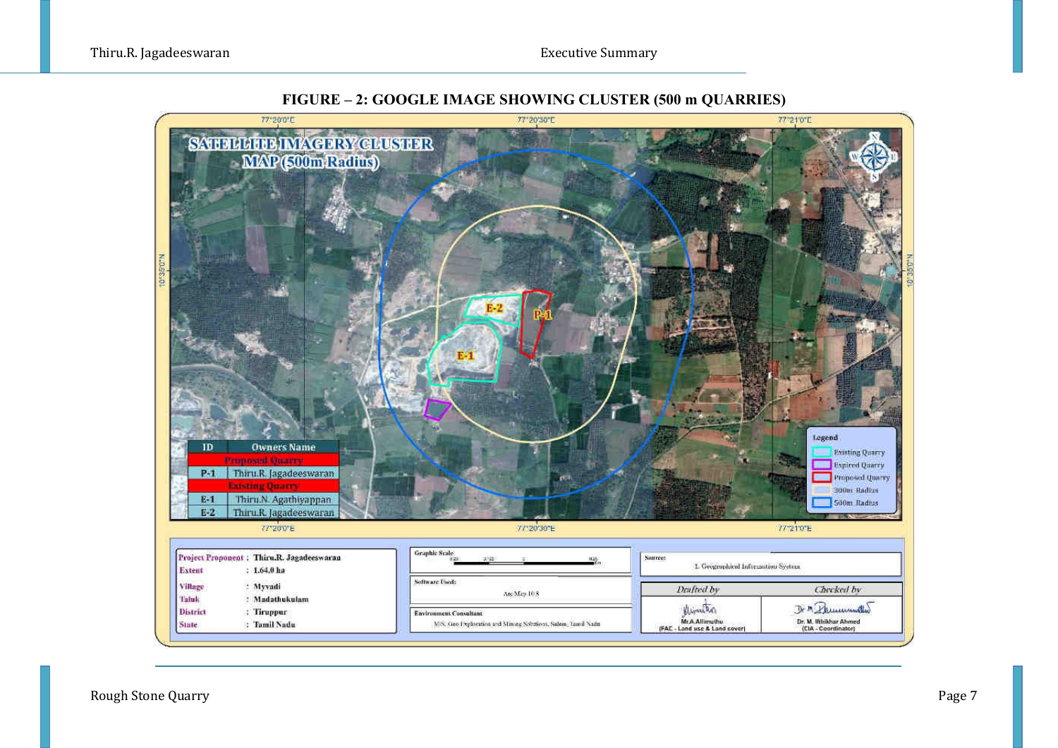**FIGURE – 2: GOOGLE IMAGE SHOWING CLUSTER (500 m QUARRIES)**

SATELLITE IMAGERY CLUSTER MAP (500m Radius)

| ID | Owners Name |
|---|---|
| Proposed Quarry | |
| P-1 | Thiru.R. Jagadeeswaran |
| Existing Quarry | |
| E-1 | Thiru.N. Agathiyappan |
| E-2 | Thiru.R. Jagadeeswaran |

Legend
- Existing Quarry
- Expired Quarry
- Proposed Quarry
- 300m Radius
- 500m Radius

| | | |
|---|---|---|
| Project Proponent | : | Thiru.R. Jagadeeswaran |
| Extent | : | 1.64.0 ha |
| Village | : | Myvadi |
| Taluk | : | Madathukulam |
| District | : | Tiruppur |
| State | : | Tamil Nadu |

Software Used: Arc Map 10.8

Environment Consultant: M/S. Geo Exploration and Mining Solutions, Salem, Tamil Nadu

Source: 1. Geographical Information System

| Drafted by | Checked by |
|---|---|
| Mr.A.Allimuthu (FAE - Land use & Land cover) | Dr. M. Ifthikhar Ahmed (EIA - Coordinator) |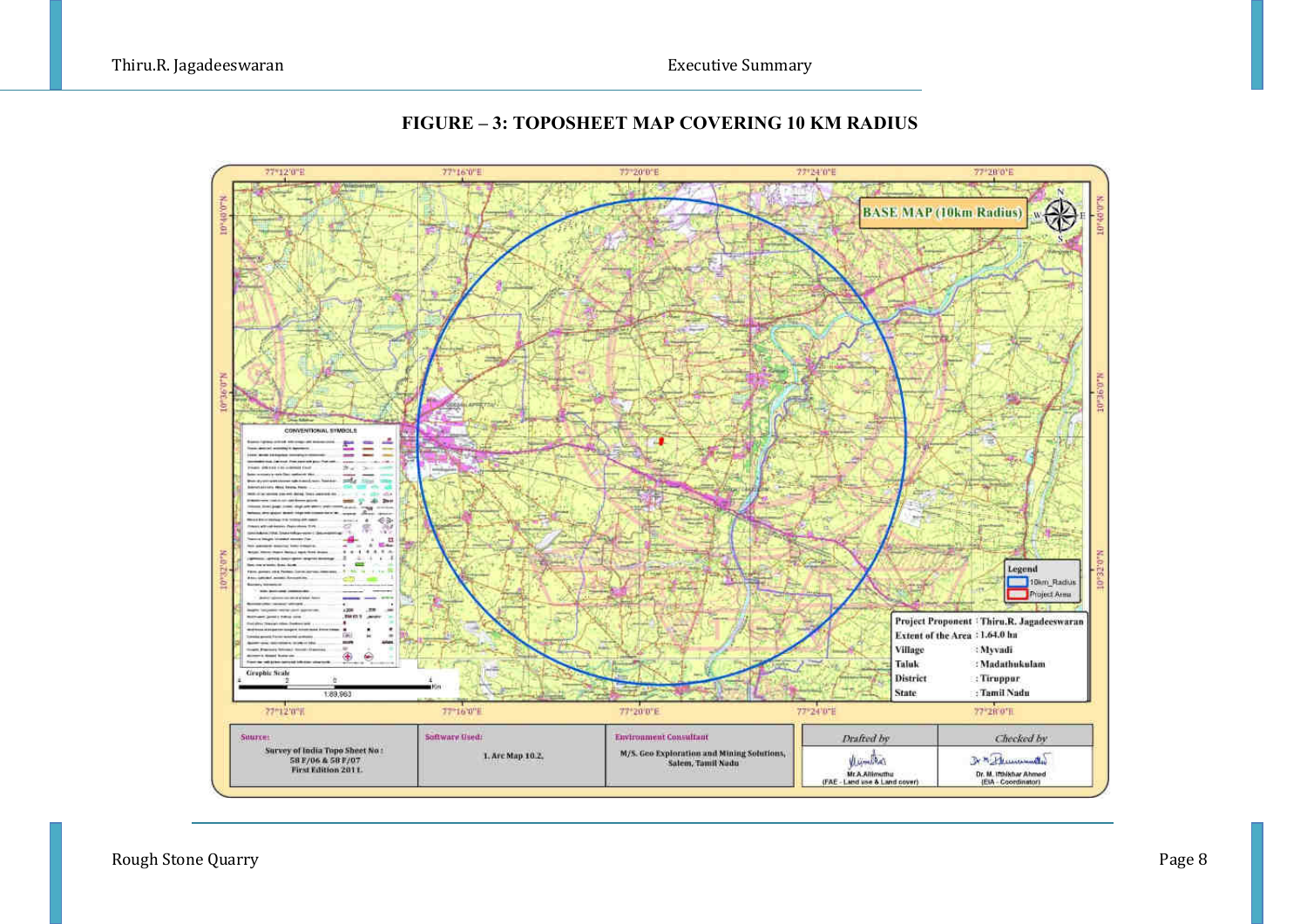**FIGURE – 3: TOPOSHEET MAP COVERING 10 KM RADIUS**

BASE MAP (10km Radius)

Legend
- 10km_Radius
- Project Area

| | |
|---|---|
| Project Proponent | : Thiru.R. Jagadeeswaran |
| Extent of the Area | : 1.64.0 ha |
| Village | : Myvadi |
| Taluk | : Madathukulam |
| District | : Tiruppur |
| State | : Tamil Nadu |

Graphic Scale: 1:89,963 (Km)

| Source: | Software Used: | Environment Consultant | Drafted by | Checked by |
|---|---|---|---|---|
| Survey of India Topo Sheet No : 58 F/06 & 58 F/07 First Edition 2011. | 1. Arc Map 10.2. | M/S. Geo Exploration and Mining Solutions, Salem, Tamil Nadu | Mr.A.Allimuthu (FAE - Land use & Land cover) | Dr. M. Ifthikhar Ahmed (EIA - Coordinator) |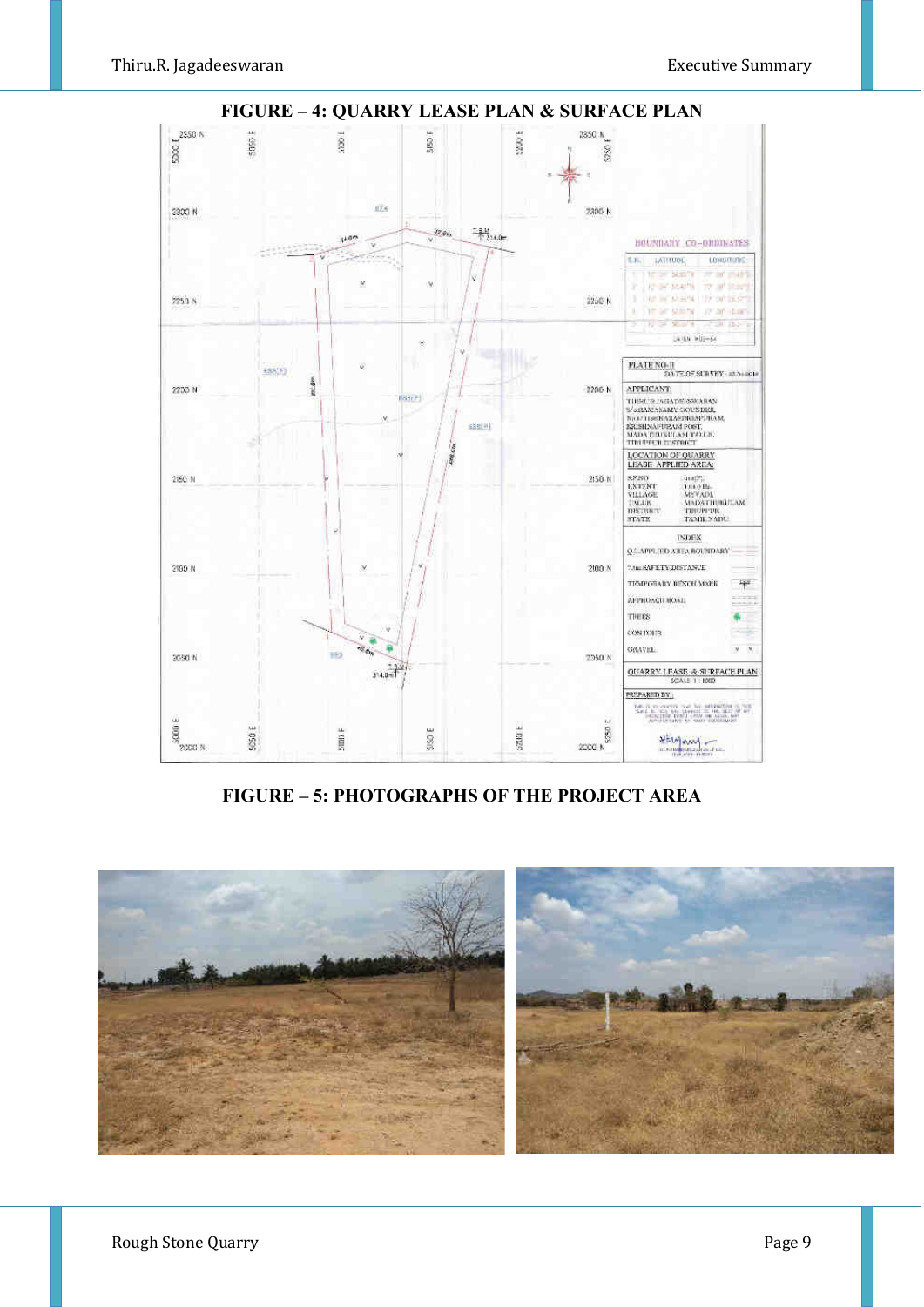**FIGURE – 4: QUARRY LEASE PLAN & SURFACE PLAN**

**FIGURE – 5: PHOTOGRAPHS OF THE PROJECT AREA**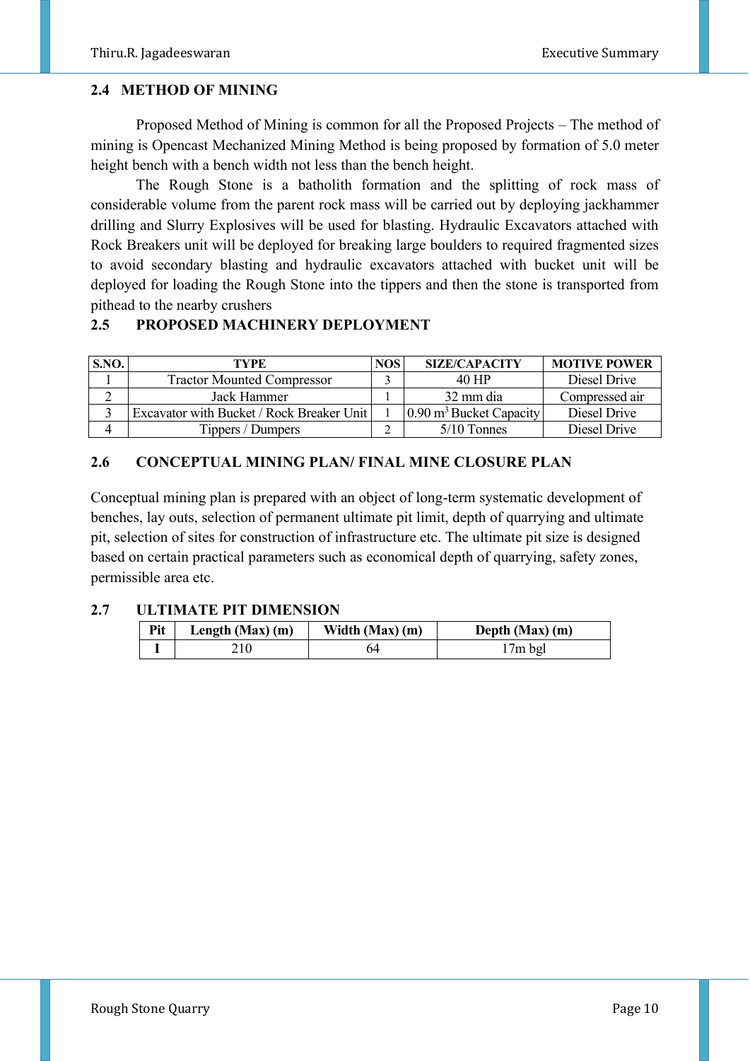## 2.4 METHOD OF MINING

Proposed Method of Mining is common for all the Proposed Projects – The method of mining is Opencast Mechanized Mining Method is being proposed by formation of 5.0 meter height bench with a bench width not less than the bench height.

The Rough Stone is a batholith formation and the splitting of rock mass of considerable volume from the parent rock mass will be carried out by deploying jackhammer drilling and Slurry Explosives will be used for blasting. Hydraulic Excavators attached with Rock Breakers unit will be deployed for breaking large boulders to required fragmented sizes to avoid secondary blasting and hydraulic excavators attached with bucket unit will be deployed for loading the Rough Stone into the tippers and then the stone is transported from pithead to the nearby crushers

## 2.5 PROPOSED MACHINERY DEPLOYMENT

| S.NO. | TYPE | NOS | SIZE/CAPACITY | MOTIVE POWER |
|---|---|---|---|---|
| 1 | Tractor Mounted Compressor | 3 | 40 HP | Diesel Drive |
| 2 | Jack Hammer | 1 | 32 mm dia | Compressed air |
| 3 | Excavator with Bucket / Rock Breaker Unit | 1 | 0.90 $m^3$ Bucket Capacity | Diesel Drive |
| 4 | Tippers / Dumpers | 2 | 5/10 Tonnes | Diesel Drive |

## 2.6 CONCEPTUAL MINING PLAN/ FINAL MINE CLOSURE PLAN

Conceptual mining plan is prepared with an object of long-term systematic development of benches, lay outs, selection of permanent ultimate pit limit, depth of quarrying and ultimate pit, selection of sites for construction of infrastructure etc. The ultimate pit size is designed based on certain practical parameters such as economical depth of quarrying, safety zones, permissible area etc.

## 2.7 ULTIMATE PIT DIMENSION

| Pit | Length (Max) (m) | Width (Max) (m) | Depth (Max) (m) |
|---|---|---|---|
| I | 210 | 64 | 17m bgl |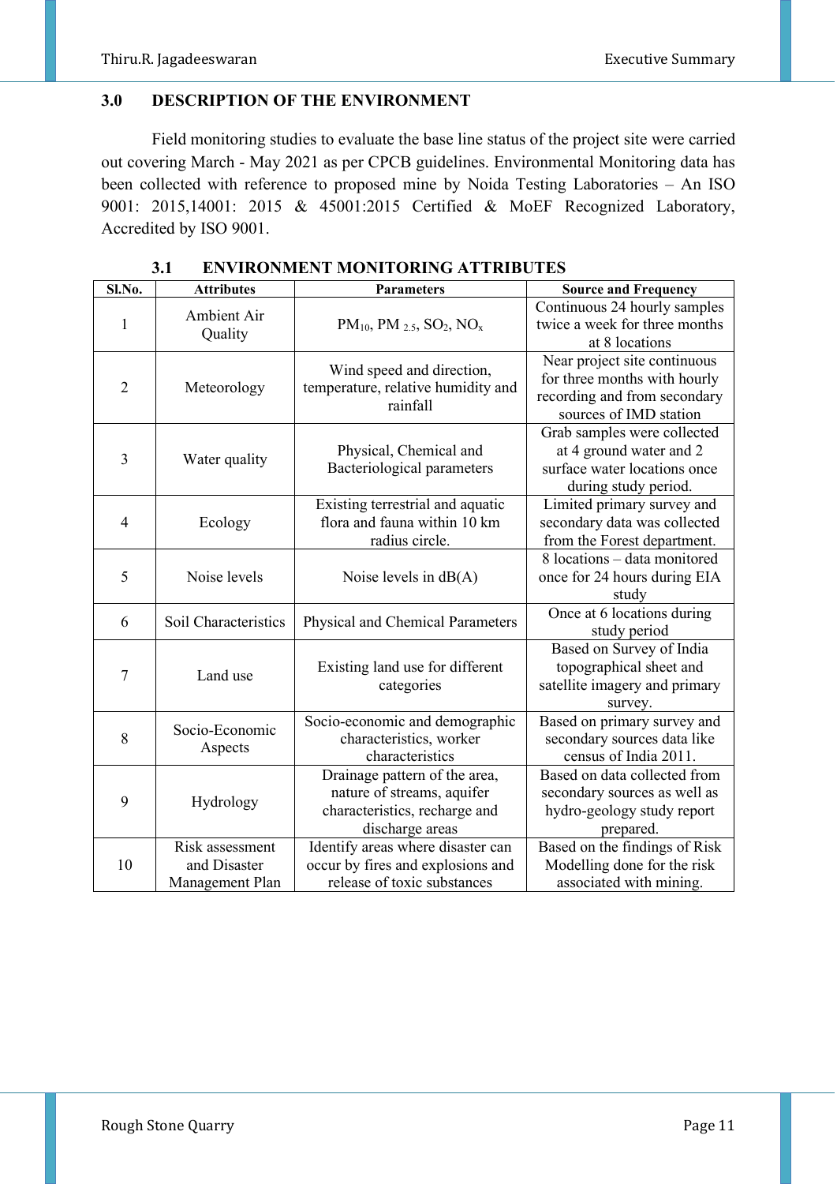## 3.0 DESCRIPTION OF THE ENVIRONMENT

Field monitoring studies to evaluate the base line status of the project site were carried out covering March - May 2021 as per CPCB guidelines. Environmental Monitoring data has been collected with reference to proposed mine by Noida Testing Laboratories – An ISO 9001: 2015,14001: 2015 & 45001:2015 Certified & MoEF Recognized Laboratory, Accredited by ISO 9001.

### 3.1 ENVIRONMENT MONITORING ATTRIBUTES

| Sl.No. | Attributes | Parameters | Source and Frequency |
|---|---|---|---|
| 1 | Ambient Air Quality | $PM_{10}$, $PM_{2.5}$, $SO_2$, $NO_x$ | Continuous 24 hourly samples twice a week for three months at 8 locations |
| 2 | Meteorology | Wind speed and direction, temperature, relative humidity and rainfall | Near project site continuous for three months with hourly recording and from secondary sources of IMD station |
| 3 | Water quality | Physical, Chemical and Bacteriological parameters | Grab samples were collected at 4 ground water and 2 surface water locations once during study period. |
| 4 | Ecology | Existing terrestrial and aquatic flora and fauna within 10 km radius circle. | Limited primary survey and secondary data was collected from the Forest department. |
| 5 | Noise levels | Noise levels in dB(A) | 8 locations – data monitored once for 24 hours during EIA study |
| 6 | Soil Characteristics | Physical and Chemical Parameters | Once at 6 locations during study period |
| 7 | Land use | Existing land use for different categories | Based on Survey of India topographical sheet and satellite imagery and primary survey. |
| 8 | Socio-Economic Aspects | Socio-economic and demographic characteristics, worker characteristics | Based on primary survey and secondary sources data like census of India 2011. |
| 9 | Hydrology | Drainage pattern of the area, nature of streams, aquifer characteristics, recharge and discharge areas | Based on data collected from secondary sources as well as hydro-geology study report prepared. |
| 10 | Risk assessment and Disaster Management Plan | Identify areas where disaster can occur by fires and explosions and release of toxic substances | Based on the findings of Risk Modelling done for the risk associated with mining. |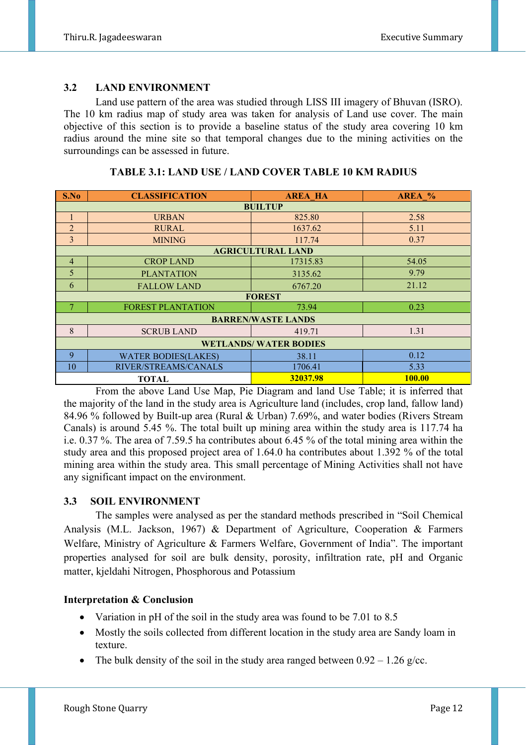## 3.2 LAND ENVIRONMENT

Land use pattern of the area was studied through LISS III imagery of Bhuvan (ISRO). The 10 km radius map of study area was taken for analysis of Land use cover. The main objective of this section is to provide a baseline status of the study area covering 10 km radius around the mine site so that temporal changes due to the mining activities on the surroundings can be assessed in future.

**TABLE 3.1: LAND USE / LAND COVER TABLE 10 KM RADIUS**

| S.No | CLASSIFICATION | AREA_HA | AREA_% |
|---|---|---|---|
| **BUILTUP** | | | |
| 1 | URBAN | 825.80 | 2.58 |
| 2 | RURAL | 1637.62 | 5.11 |
| 3 | MINING | 117.74 | 0.37 |
| **AGRICULTURAL LAND** | | | |
| 4 | CROP LAND | 17315.83 | 54.05 |
| 5 | PLANTATION | 3135.62 | 9.79 |
| 6 | FALLOW LAND | 6767.20 | 21.12 |
| **FOREST** | | | |
| 7 | FOREST PLANTATION | 73.94 | 0.23 |
| **BARREN/WASTE LANDS** | | | |
| 8 | SCRUB LAND | 419.71 | 1.31 |
| **WETLANDS/ WATER BODIES** | | | |
| 9 | WATER BODIES(LAKES) | 38.11 | 0.12 |
| 10 | RIVER/STREAMS/CANALS | 1706.41 | 5.33 |
| **TOTAL** | | **32037.98** | **100.00** |

From the above Land Use Map, Pie Diagram and land Use Table; it is inferred that the majority of the land in the study area is Agriculture land (includes, crop land, fallow land) 84.96 % followed by Built-up area (Rural & Urban) 7.69%, and water bodies (Rivers Stream Canals) is around 5.45 %. The total built up mining area within the study area is 117.74 ha i.e. 0.37 %. The area of 7.59.5 ha contributes about 6.45 % of the total mining area within the study area and this proposed project area of 1.64.0 ha contributes about 1.392 % of the total mining area within the study area. This small percentage of Mining Activities shall not have any significant impact on the environment.

## 3.3 SOIL ENVIRONMENT

The samples were analysed as per the standard methods prescribed in "Soil Chemical Analysis (M.L. Jackson, 1967) & Department of Agriculture, Cooperation & Farmers Welfare, Ministry of Agriculture & Farmers Welfare, Government of India". The important properties analysed for soil are bulk density, porosity, infiltration rate, pH and Organic matter, kjeldahi Nitrogen, Phosphorous and Potassium

**Interpretation & Conclusion**

- Variation in pH of the soil in the study area was found to be 7.01 to 8.5
- Mostly the soils collected from different location in the study area are Sandy loam in texture.
- The bulk density of the soil in the study area ranged between 0.92 – 1.26 g/cc.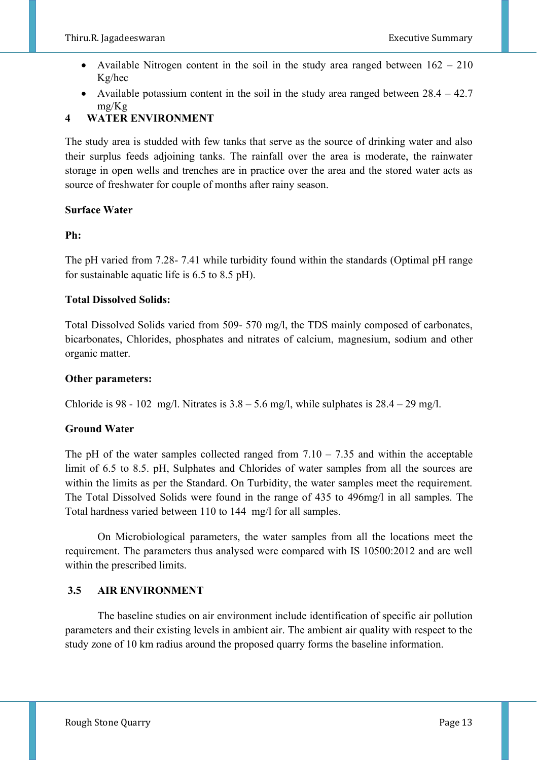- Available Nitrogen content in the soil in the study area ranged between 162 – 210 Kg/hec
- Available potassium content in the soil in the study area ranged between 28.4 – 42.7 mg/Kg

## 4 WATER ENVIRONMENT

The study area is studded with few tanks that serve as the source of drinking water and also their surplus feeds adjoining tanks. The rainfall over the area is moderate, the rainwater storage in open wells and trenches are in practice over the area and the stored water acts as source of freshwater for couple of months after rainy season.

**Surface Water**

**Ph:**

The pH varied from 7.28- 7.41 while turbidity found within the standards (Optimal pH range for sustainable aquatic life is 6.5 to 8.5 pH).

**Total Dissolved Solids:**

Total Dissolved Solids varied from 509- 570 mg/l, the TDS mainly composed of carbonates, bicarbonates, Chlorides, phosphates and nitrates of calcium, magnesium, sodium and other organic matter.

**Other parameters:**

Chloride is 98 - 102 mg/l. Nitrates is 3.8 – 5.6 mg/l, while sulphates is 28.4 – 29 mg/l.

**Ground Water**

The pH of the water samples collected ranged from 7.10 – 7.35 and within the acceptable limit of 6.5 to 8.5. pH, Sulphates and Chlorides of water samples from all the sources are within the limits as per the Standard. On Turbidity, the water samples meet the requirement. The Total Dissolved Solids were found in the range of 435 to 496mg/l in all samples. The Total hardness varied between 110 to 144 mg/l for all samples.

On Microbiological parameters, the water samples from all the locations meet the requirement. The parameters thus analysed were compared with IS 10500:2012 and are well within the prescribed limits.

## 3.5 AIR ENVIRONMENT

The baseline studies on air environment include identification of specific air pollution parameters and their existing levels in ambient air. The ambient air quality with respect to the study zone of 10 km radius around the proposed quarry forms the baseline information.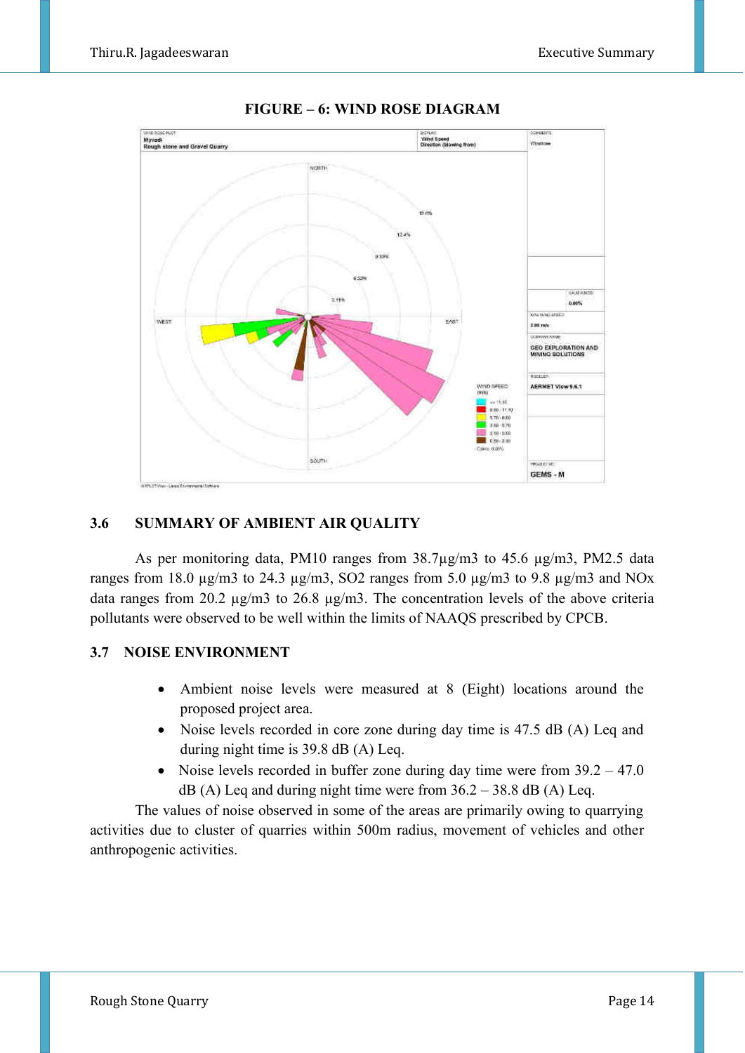**FIGURE – 6: WIND ROSE DIAGRAM**

## 3.6 SUMMARY OF AMBIENT AIR QUALITY

As per monitoring data, PM10 ranges from 38.7µg/m3 to 45.6 µg/m3, PM2.5 data ranges from 18.0 µg/m3 to 24.3 µg/m3, SO2 ranges from 5.0 µg/m3 to 9.8 µg/m3 and NOx data ranges from 20.2 µg/m3 to 26.8 µg/m3. The concentration levels of the above criteria pollutants were observed to be well within the limits of NAAQS prescribed by CPCB.

## 3.7 NOISE ENVIRONMENT

- Ambient noise levels were measured at 8 (Eight) locations around the proposed project area.
- Noise levels recorded in core zone during day time is 47.5 dB (A) Leq and during night time is 39.8 dB (A) Leq.
- Noise levels recorded in buffer zone during day time were from 39.2 – 47.0 dB (A) Leq and during night time were from 36.2 – 38.8 dB (A) Leq.

The values of noise observed in some of the areas are primarily owing to quarrying activities due to cluster of quarries within 500m radius, movement of vehicles and other anthropogenic activities.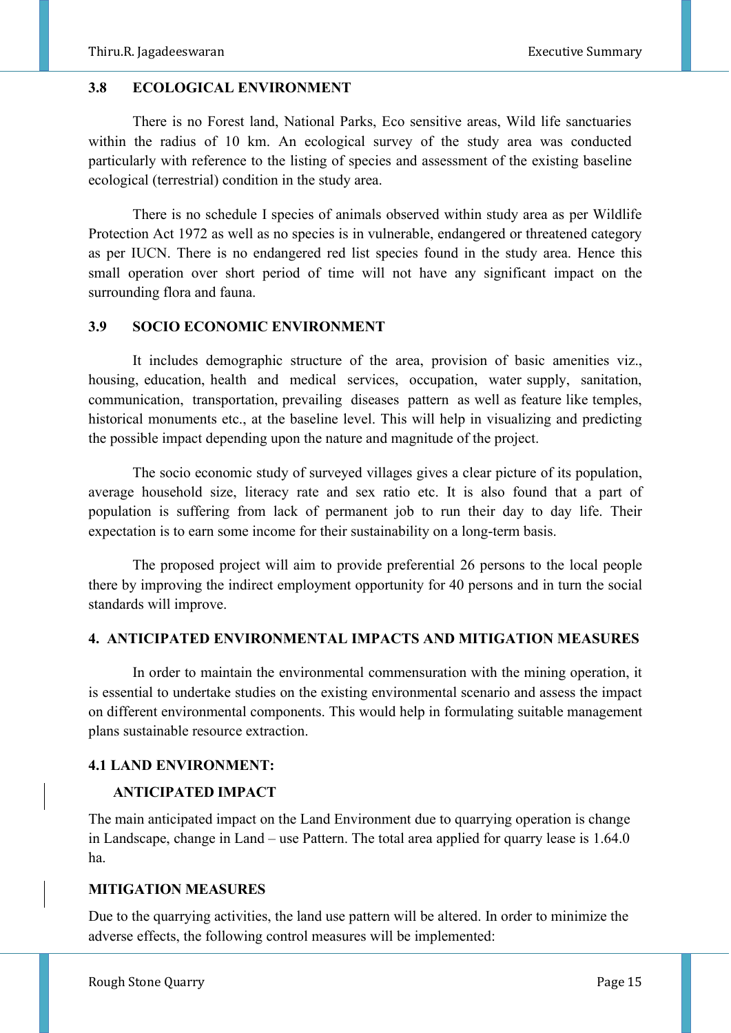### 3.8 ECOLOGICAL ENVIRONMENT

There is no Forest land, National Parks, Eco sensitive areas, Wild life sanctuaries within the radius of 10 km. An ecological survey of the study area was conducted particularly with reference to the listing of species and assessment of the existing baseline ecological (terrestrial) condition in the study area.

There is no schedule I species of animals observed within study area as per Wildlife Protection Act 1972 as well as no species is in vulnerable, endangered or threatened category as per IUCN. There is no endangered red list species found in the study area. Hence this small operation over short period of time will not have any significant impact on the surrounding flora and fauna.

### 3.9 SOCIO ECONOMIC ENVIRONMENT

It includes demographic structure of the area, provision of basic amenities viz., housing, education, health and medical services, occupation, water supply, sanitation, communication, transportation, prevailing diseases pattern as well as feature like temples, historical monuments etc., at the baseline level. This will help in visualizing and predicting the possible impact depending upon the nature and magnitude of the project.

The socio economic study of surveyed villages gives a clear picture of its population, average household size, literacy rate and sex ratio etc. It is also found that a part of population is suffering from lack of permanent job to run their day to day life. Their expectation is to earn some income for their sustainability on a long-term basis.

The proposed project will aim to provide preferential 26 persons to the local people there by improving the indirect employment opportunity for 40 persons and in turn the social standards will improve.

## 4. ANTICIPATED ENVIRONMENTAL IMPACTS AND MITIGATION MEASURES

In order to maintain the environmental commensuration with the mining operation, it is essential to undertake studies on the existing environmental scenario and assess the impact on different environmental components. This would help in formulating suitable management plans sustainable resource extraction.

### 4.1 LAND ENVIRONMENT:

**ANTICIPATED IMPACT**

The main anticipated impact on the Land Environment due to quarrying operation is change in Landscape, change in Land – use Pattern. The total area applied for quarry lease is 1.64.0 ha.

**MITIGATION MEASURES**

Due to the quarrying activities, the land use pattern will be altered. In order to minimize the adverse effects, the following control measures will be implemented: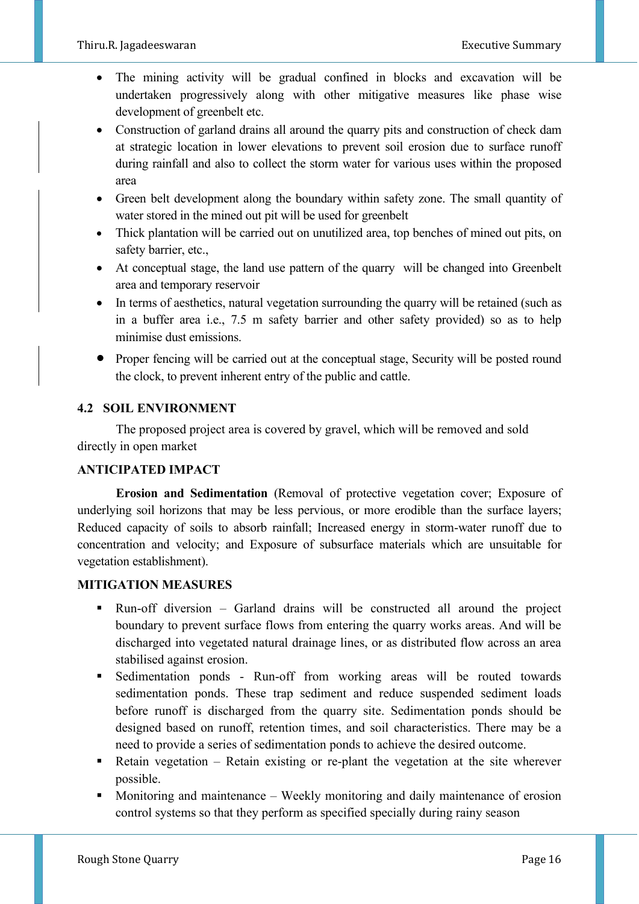- The mining activity will be gradual confined in blocks and excavation will be undertaken progressively along with other mitigative measures like phase wise development of greenbelt etc.
- Construction of garland drains all around the quarry pits and construction of check dam at strategic location in lower elevations to prevent soil erosion due to surface runoff during rainfall and also to collect the storm water for various uses within the proposed area
- Green belt development along the boundary within safety zone. The small quantity of water stored in the mined out pit will be used for greenbelt
- Thick plantation will be carried out on unutilized area, top benches of mined out pits, on safety barrier, etc.,
- At conceptual stage, the land use pattern of the quarry will be changed into Greenbelt area and temporary reservoir
- In terms of aesthetics, natural vegetation surrounding the quarry will be retained (such as in a buffer area i.e., 7.5 m safety barrier and other safety provided) so as to help minimise dust emissions.
- Proper fencing will be carried out at the conceptual stage, Security will be posted round the clock, to prevent inherent entry of the public and cattle.

## 4.2 SOIL ENVIRONMENT

The proposed project area is covered by gravel, which will be removed and sold directly in open market

**ANTICIPATED IMPACT**

**Erosion and Sedimentation** (Removal of protective vegetation cover; Exposure of underlying soil horizons that may be less pervious, or more erodible than the surface layers; Reduced capacity of soils to absorb rainfall; Increased energy in storm-water runoff due to concentration and velocity; and Exposure of subsurface materials which are unsuitable for vegetation establishment).

**MITIGATION MEASURES**

- Run-off diversion – Garland drains will be constructed all around the project boundary to prevent surface flows from entering the quarry works areas. And will be discharged into vegetated natural drainage lines, or as distributed flow across an area stabilised against erosion.
- Sedimentation ponds - Run-off from working areas will be routed towards sedimentation ponds. These trap sediment and reduce suspended sediment loads before runoff is discharged from the quarry site. Sedimentation ponds should be designed based on runoff, retention times, and soil characteristics. There may be a need to provide a series of sedimentation ponds to achieve the desired outcome.
- Retain vegetation – Retain existing or re-plant the vegetation at the site wherever possible.
- Monitoring and maintenance – Weekly monitoring and daily maintenance of erosion control systems so that they perform as specified specially during rainy season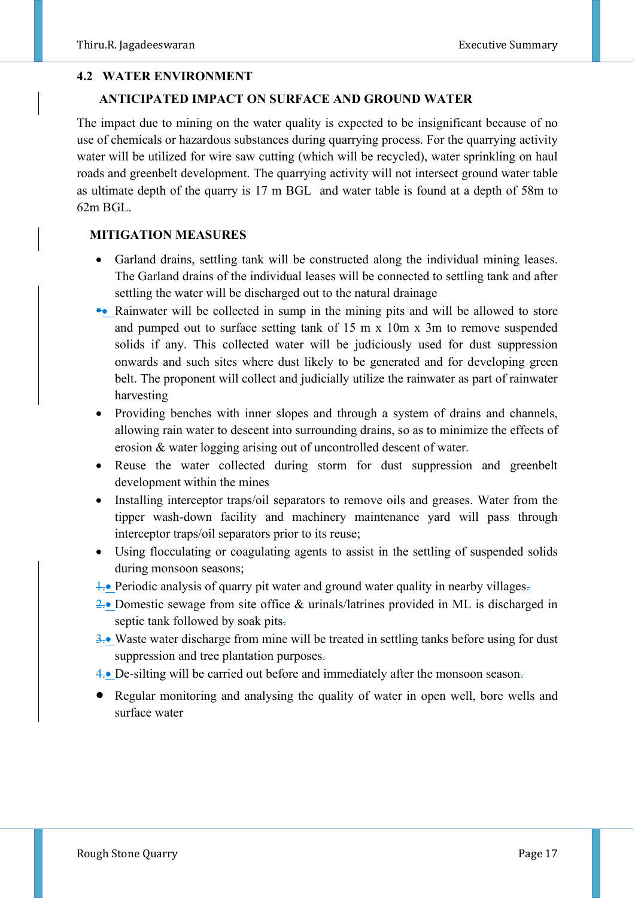## 4.2 WATER ENVIRONMENT

### ANTICIPATED IMPACT ON SURFACE AND GROUND WATER

The impact due to mining on the water quality is expected to be insignificant because of no use of chemicals or hazardous substances during quarrying process. For the quarrying activity water will be utilized for wire saw cutting (which will be recycled), water sprinkling on haul roads and greenbelt development. The quarrying activity will not intersect ground water table as ultimate depth of the quarry is 17 m BGL and water table is found at a depth of 58m to 62m BGL.

### MITIGATION MEASURES

- Garland drains, settling tank will be constructed along the individual mining leases. The Garland drains of the individual leases will be connected to settling tank and after settling the water will be discharged out to the natural drainage
- Rainwater will be collected in sump in the mining pits and will be allowed to store and pumped out to surface setting tank of 15 m x 10m x 3m to remove suspended solids if any. This collected water will be judiciously used for dust suppression onwards and such sites where dust likely to be generated and for developing green belt. The proponent will collect and judicially utilize the rainwater as part of rainwater harvesting
- Providing benches with inner slopes and through a system of drains and channels, allowing rain water to descent into surrounding drains, so as to minimize the effects of erosion & water logging arising out of uncontrolled descent of water.
- Reuse the water collected during storm for dust suppression and greenbelt development within the mines
- Installing interceptor traps/oil separators to remove oils and greases. Water from the tipper wash-down facility and machinery maintenance yard will pass through interceptor traps/oil separators prior to its reuse;
- Using flocculating or coagulating agents to assist in the settling of suspended solids during monsoon seasons;
- Periodic analysis of quarry pit water and ground water quality in nearby villages
- Domestic sewage from site office & urinals/latrines provided in ML is discharged in septic tank followed by soak pits
- Waste water discharge from mine will be treated in settling tanks before using for dust suppression and tree plantation purposes
- De-silting will be carried out before and immediately after the monsoon season
- Regular monitoring and analysing the quality of water in open well, bore wells and surface water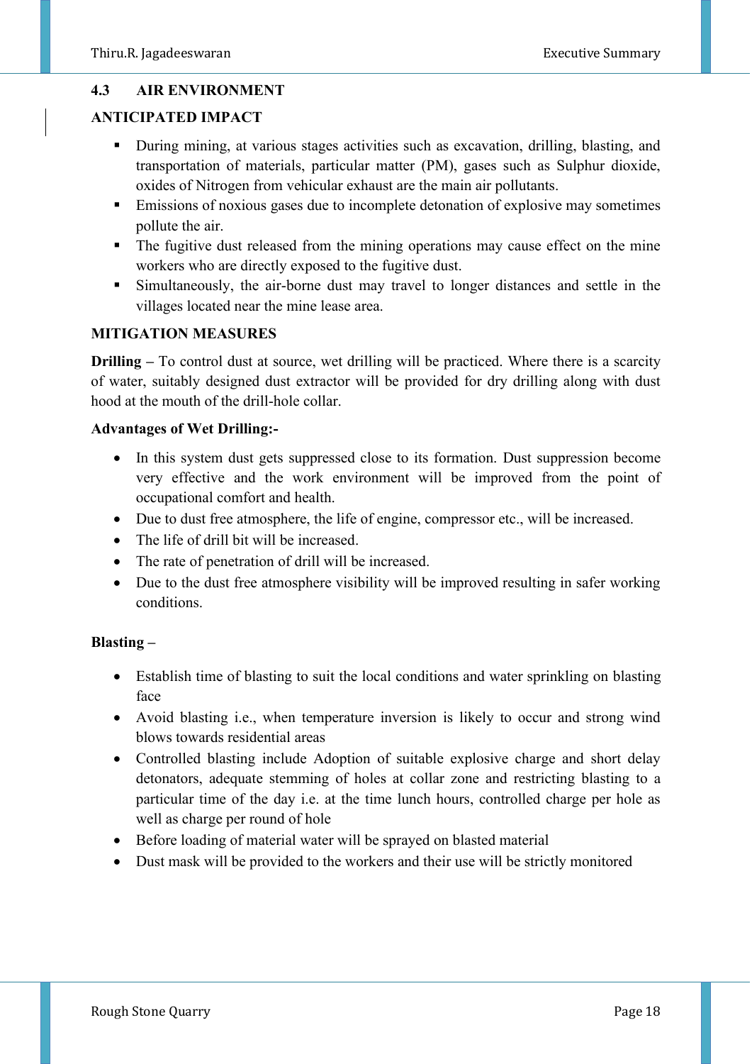## 4.3 AIR ENVIRONMENT

### ANTICIPATED IMPACT

- During mining, at various stages activities such as excavation, drilling, blasting, and transportation of materials, particular matter (PM), gases such as Sulphur dioxide, oxides of Nitrogen from vehicular exhaust are the main air pollutants.
- Emissions of noxious gases due to incomplete detonation of explosive may sometimes pollute the air.
- The fugitive dust released from the mining operations may cause effect on the mine workers who are directly exposed to the fugitive dust.
- Simultaneously, the air-borne dust may travel to longer distances and settle in the villages located near the mine lease area.

### MITIGATION MEASURES

**Drilling –** To control dust at source, wet drilling will be practiced. Where there is a scarcity of water, suitably designed dust extractor will be provided for dry drilling along with dust hood at the mouth of the drill-hole collar.

**Advantages of Wet Drilling:-**

- In this system dust gets suppressed close to its formation. Dust suppression become very effective and the work environment will be improved from the point of occupational comfort and health.
- Due to dust free atmosphere, the life of engine, compressor etc., will be increased.
- The life of drill bit will be increased.
- The rate of penetration of drill will be increased.
- Due to the dust free atmosphere visibility will be improved resulting in safer working conditions.

**Blasting –**

- Establish time of blasting to suit the local conditions and water sprinkling on blasting face
- Avoid blasting i.e., when temperature inversion is likely to occur and strong wind blows towards residential areas
- Controlled blasting include Adoption of suitable explosive charge and short delay detonators, adequate stemming of holes at collar zone and restricting blasting to a particular time of the day i.e. at the time lunch hours, controlled charge per hole as well as charge per round of hole
- Before loading of material water will be sprayed on blasted material
- Dust mask will be provided to the workers and their use will be strictly monitored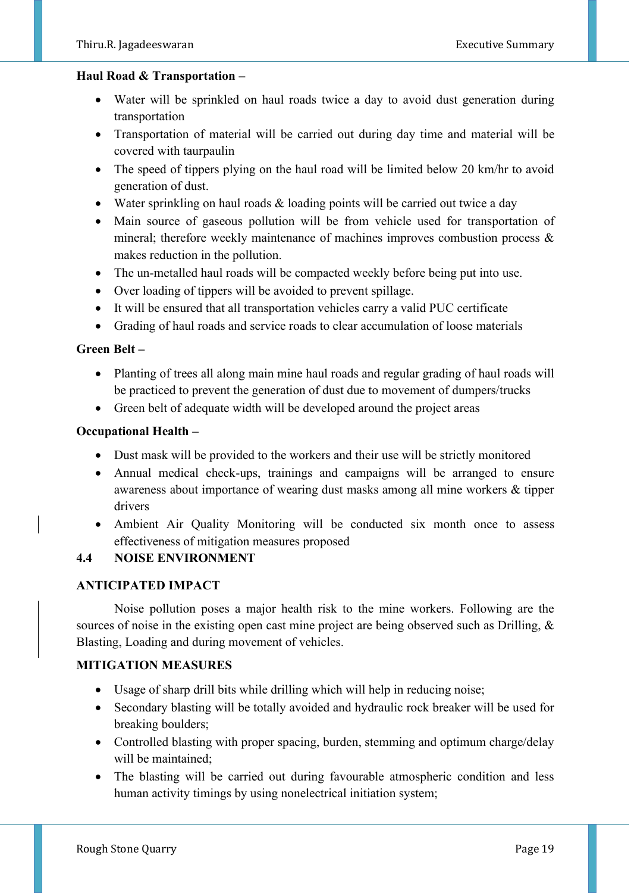**Haul Road & Transportation –**

- Water will be sprinkled on haul roads twice a day to avoid dust generation during transportation
- Transportation of material will be carried out during day time and material will be covered with taurpaulin
- The speed of tippers plying on the haul road will be limited below 20 km/hr to avoid generation of dust.
- Water sprinkling on haul roads & loading points will be carried out twice a day
- Main source of gaseous pollution will be from vehicle used for transportation of mineral; therefore weekly maintenance of machines improves combustion process & makes reduction in the pollution.
- The un-metalled haul roads will be compacted weekly before being put into use.
- Over loading of tippers will be avoided to prevent spillage.
- It will be ensured that all transportation vehicles carry a valid PUC certificate
- Grading of haul roads and service roads to clear accumulation of loose materials

**Green Belt –**

- Planting of trees all along main mine haul roads and regular grading of haul roads will be practiced to prevent the generation of dust due to movement of dumpers/trucks
- Green belt of adequate width will be developed around the project areas

**Occupational Health –**

- Dust mask will be provided to the workers and their use will be strictly monitored
- Annual medical check-ups, trainings and campaigns will be arranged to ensure awareness about importance of wearing dust masks among all mine workers & tipper drivers
- Ambient Air Quality Monitoring will be conducted six month once to assess effectiveness of mitigation measures proposed

## 4.4 NOISE ENVIRONMENT

### ANTICIPATED IMPACT

Noise pollution poses a major health risk to the mine workers. Following are the sources of noise in the existing open cast mine project are being observed such as Drilling, & Blasting, Loading and during movement of vehicles.

### MITIGATION MEASURES

- Usage of sharp drill bits while drilling which will help in reducing noise;
- Secondary blasting will be totally avoided and hydraulic rock breaker will be used for breaking boulders;
- Controlled blasting with proper spacing, burden, stemming and optimum charge/delay will be maintained;
- The blasting will be carried out during favourable atmospheric condition and less human activity timings by using nonelectrical initiation system;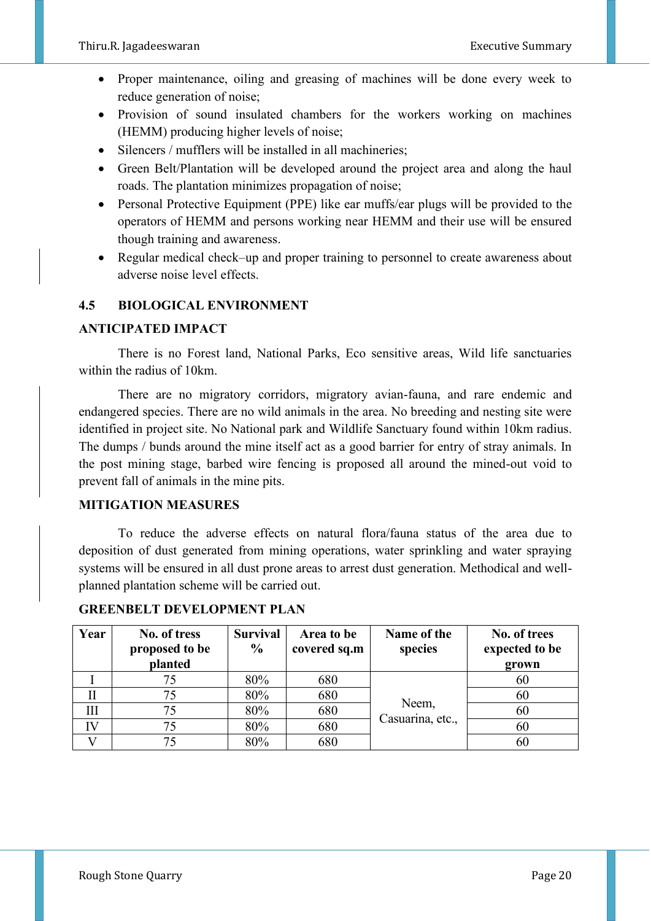- Proper maintenance, oiling and greasing of machines will be done every week to reduce generation of noise;
- Provision of sound insulated chambers for the workers working on machines (HEMM) producing higher levels of noise;
- Silencers / mufflers will be installed in all machineries;
- Green Belt/Plantation will be developed around the project area and along the haul roads. The plantation minimizes propagation of noise;
- Personal Protective Equipment (PPE) like ear muffs/ear plugs will be provided to the operators of HEMM and persons working near HEMM and their use will be ensured though training and awareness.
- Regular medical check–up and proper training to personnel to create awareness about adverse noise level effects.

## 4.5 BIOLOGICAL ENVIRONMENT

### ANTICIPATED IMPACT

There is no Forest land, National Parks, Eco sensitive areas, Wild life sanctuaries within the radius of 10km.

There are no migratory corridors, migratory avian-fauna, and rare endemic and endangered species. There are no wild animals in the area. No breeding and nesting site were identified in project site. No National park and Wildlife Sanctuary found within 10km radius. The dumps / bunds around the mine itself act as a good barrier for entry of stray animals. In the post mining stage, barbed wire fencing is proposed all around the mined-out void to prevent fall of animals in the mine pits.

### MITIGATION MEASURES

To reduce the adverse effects on natural flora/fauna status of the area due to deposition of dust generated from mining operations, water sprinkling and water spraying systems will be ensured in all dust prone areas to arrest dust generation. Methodical and well-planned plantation scheme will be carried out.

### GREENBELT DEVELOPMENT PLAN

| Year | No. of tress proposed to be planted | Survival % | Area to be covered sq.m | Name of the species | No. of trees expected to be grown |
|---|---|---|---|---|---|
| I | 75 | 80% | 680 | Neem, Casuarina, etc., | 60 |
| II | 75 | 80% | 680 | | 60 |
| III | 75 | 80% | 680 | | 60 |
| IV | 75 | 80% | 680 | | 60 |
| V | 75 | 80% | 680 | | 60 |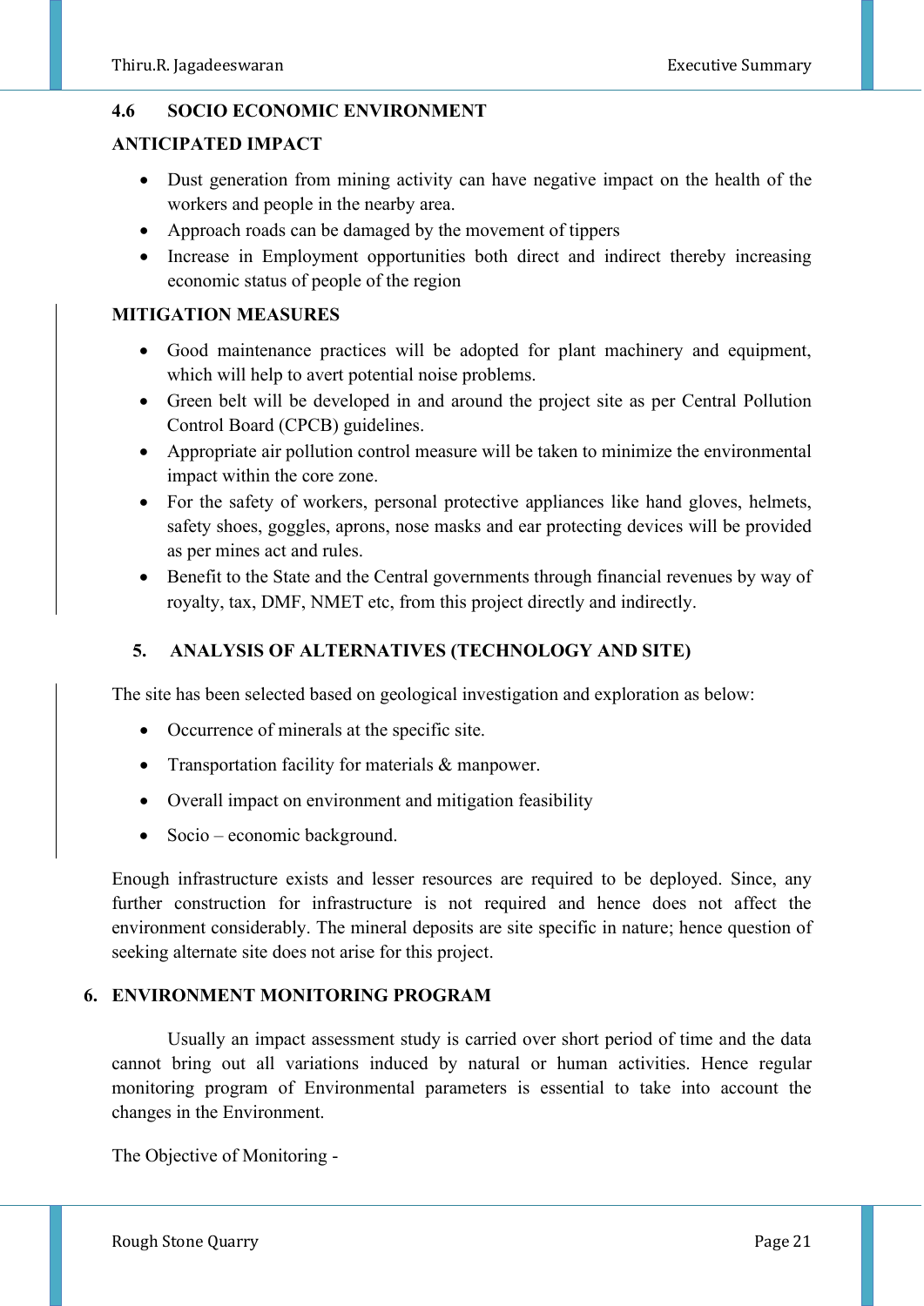### 4.6 SOCIO ECONOMIC ENVIRONMENT

**ANTICIPATED IMPACT**

- Dust generation from mining activity can have negative impact on the health of the workers and people in the nearby area.
- Approach roads can be damaged by the movement of tippers
- Increase in Employment opportunities both direct and indirect thereby increasing economic status of people of the region

**MITIGATION MEASURES**

- Good maintenance practices will be adopted for plant machinery and equipment, which will help to avert potential noise problems.
- Green belt will be developed in and around the project site as per Central Pollution Control Board (CPCB) guidelines.
- Appropriate air pollution control measure will be taken to minimize the environmental impact within the core zone.
- For the safety of workers, personal protective appliances like hand gloves, helmets, safety shoes, goggles, aprons, nose masks and ear protecting devices will be provided as per mines act and rules.
- Benefit to the State and the Central governments through financial revenues by way of royalty, tax, DMF, NMET etc, from this project directly and indirectly.

## 5. ANALYSIS OF ALTERNATIVES (TECHNOLOGY AND SITE)

The site has been selected based on geological investigation and exploration as below:

- Occurrence of minerals at the specific site.
- Transportation facility for materials & manpower.
- Overall impact on environment and mitigation feasibility
- Socio – economic background.

Enough infrastructure exists and lesser resources are required to be deployed. Since, any further construction for infrastructure is not required and hence does not affect the environment considerably. The mineral deposits are site specific in nature; hence question of seeking alternate site does not arise for this project.

## 6. ENVIRONMENT MONITORING PROGRAM

Usually an impact assessment study is carried over short period of time and the data cannot bring out all variations induced by natural or human activities. Hence regular monitoring program of Environmental parameters is essential to take into account the changes in the Environment.

The Objective of Monitoring -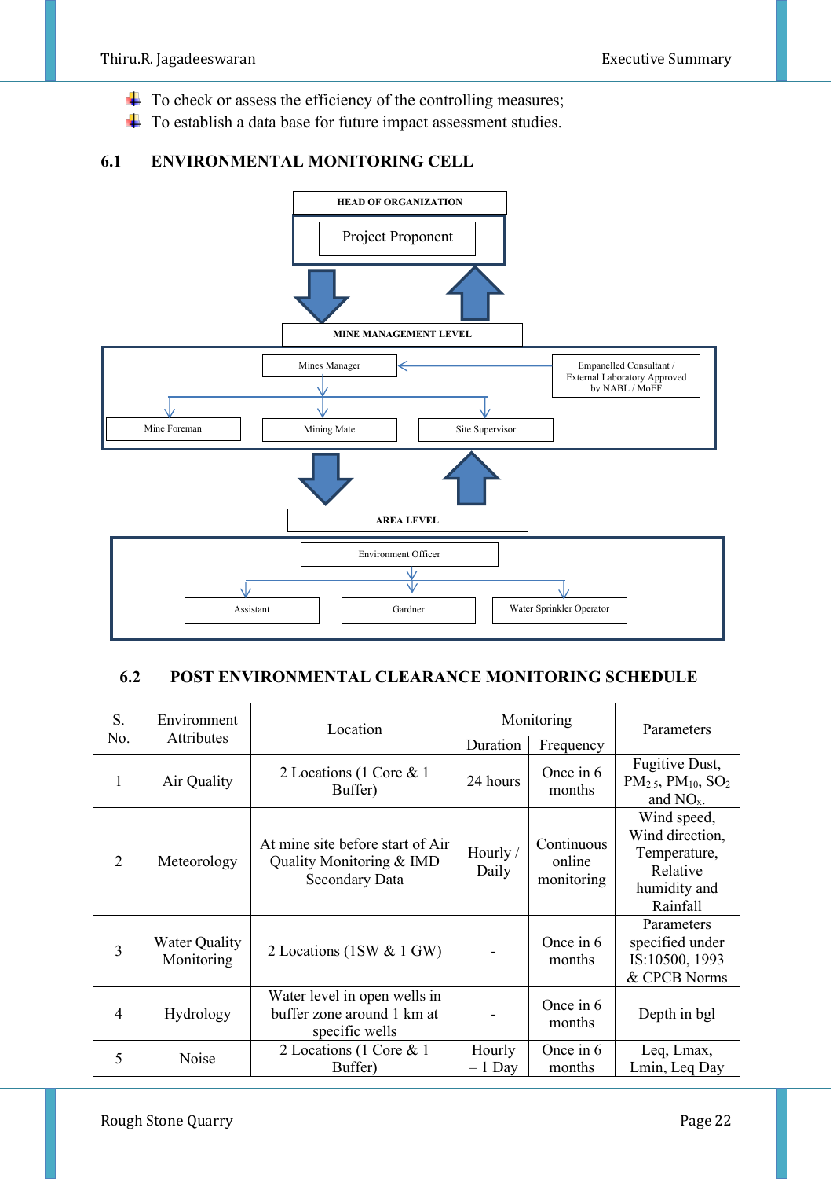- To check or assess the efficiency of the controlling measures;
- To establish a data base for future impact assessment studies.

## 6.1 ENVIRONMENTAL MONITORING CELL

**HEAD OF ORGANIZATION**

Project Proponent

**MINE MANAGEMENT LEVEL**

Mines Manager ← Empanelled Consultant / External Laboratory Approved by NABL / MoEF

Mine Foreman | Mining Mate | Site Supervisor

**AREA LEVEL**

Environment Officer

Assistant | Gardner | Water Sprinkler Operator

## 6.2 POST ENVIRONMENTAL CLEARANCE MONITORING SCHEDULE

| S. No. | Environment Attributes | Location | Monitoring | | Parameters |
|---|---|---|---|---|---|
| | | | Duration | Frequency | |
| 1 | Air Quality | 2 Locations (1 Core & 1 Buffer) | 24 hours | Once in 6 months | Fugitive Dust, $PM_{2.5}$, $PM_{10}$, $SO_2$ and $NO_x$. |
| 2 | Meteorology | At mine site before start of Air Quality Monitoring & IMD Secondary Data | Hourly / Daily | Continuous online monitoring | Wind speed, Wind direction, Temperature, Relative humidity and Rainfall |
| 3 | Water Quality Monitoring | 2 Locations (1SW & 1 GW) | - | Once in 6 months | Parameters specified under IS:10500, 1993 & CPCB Norms |
| 4 | Hydrology | Water level in open wells in buffer zone around 1 km at specific wells | - | Once in 6 months | Depth in bgl |
| 5 | Noise | 2 Locations (1 Core & 1 Buffer) | Hourly – 1 Day | Once in 6 months | Leq, Lmax, Lmin, Leq Day |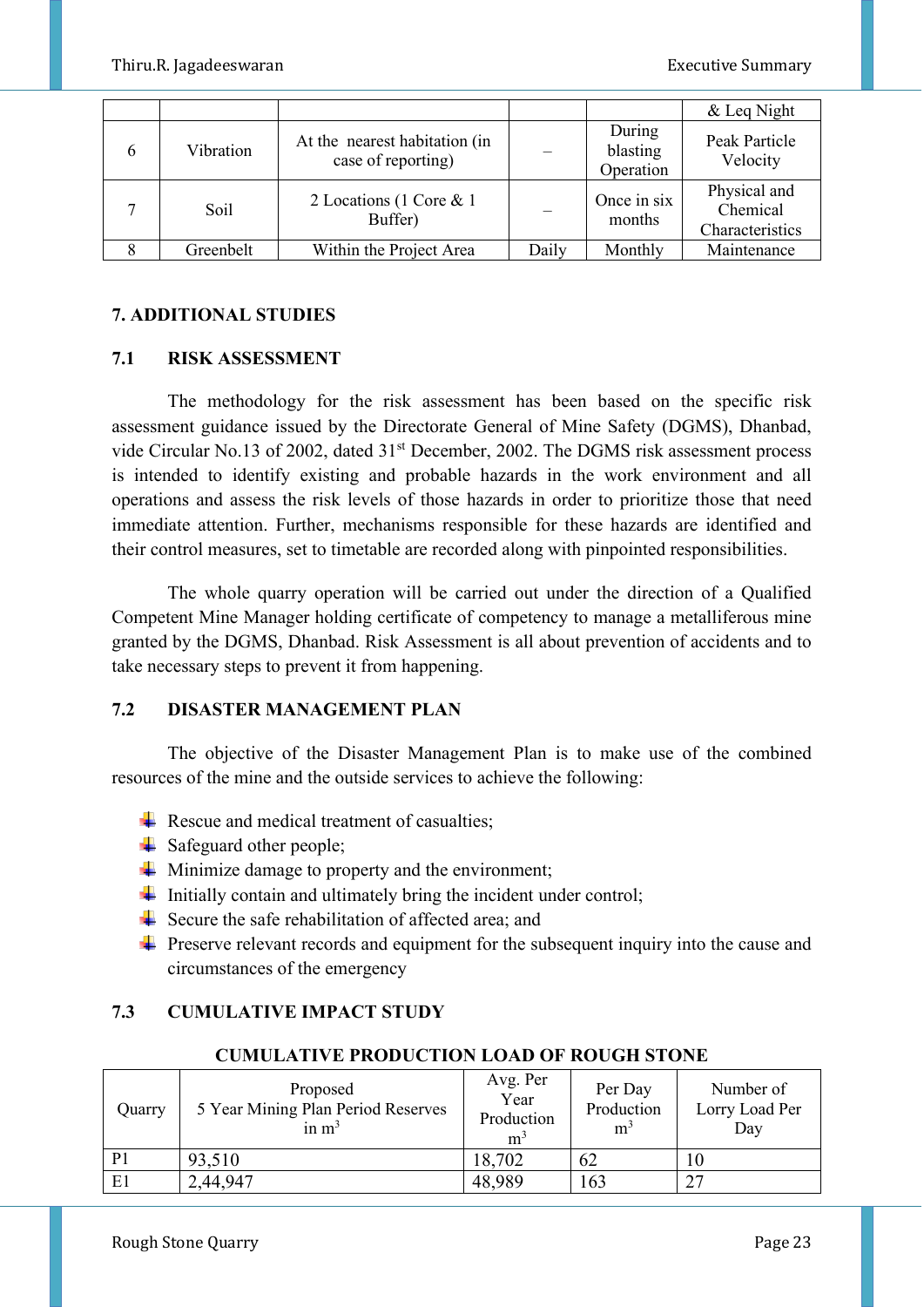| | | | | | & Leq Night |
|---|---|---|---|---|---|
| 6 | Vibration | At the nearest habitation (in case of reporting) | – | During blasting Operation | Peak Particle Velocity |
| 7 | Soil | 2 Locations (1 Core & 1 Buffer) | – | Once in six months | Physical and Chemical Characteristics |
| 8 | Greenbelt | Within the Project Area | Daily | Monthly | Maintenance |

## 7. ADDITIONAL STUDIES

### 7.1 RISK ASSESSMENT

The methodology for the risk assessment has been based on the specific risk assessment guidance issued by the Directorate General of Mine Safety (DGMS), Dhanbad, vide Circular No.13 of 2002, dated 31st December, 2002. The DGMS risk assessment process is intended to identify existing and probable hazards in the work environment and all operations and assess the risk levels of those hazards in order to prioritize those that need immediate attention. Further, mechanisms responsible for these hazards are identified and their control measures, set to timetable are recorded along with pinpointed responsibilities.

The whole quarry operation will be carried out under the direction of a Qualified Competent Mine Manager holding certificate of competency to manage a metalliferous mine granted by the DGMS, Dhanbad. Risk Assessment is all about prevention of accidents and to take necessary steps to prevent it from happening.

### 7.2 DISASTER MANAGEMENT PLAN

The objective of the Disaster Management Plan is to make use of the combined resources of the mine and the outside services to achieve the following:

- Rescue and medical treatment of casualties;
- Safeguard other people;
- Minimize damage to property and the environment;
- Initially contain and ultimately bring the incident under control;
- Secure the safe rehabilitation of affected area; and
- Preserve relevant records and equipment for the subsequent inquiry into the cause and circumstances of the emergency

### 7.3 CUMULATIVE IMPACT STUDY

**CUMULATIVE PRODUCTION LOAD OF ROUGH STONE**

| Quarry | Proposed 5 Year Mining Plan Period Reserves in $m^3$ | Avg. Per Year Production $m^3$ | Per Day Production $m^3$ | Number of Lorry Load Per Day |
|---|---|---|---|---|
| P1 | 93,510 | 18,702 | 62 | 10 |
| E1 | 2,44,947 | 48,989 | 163 | 27 |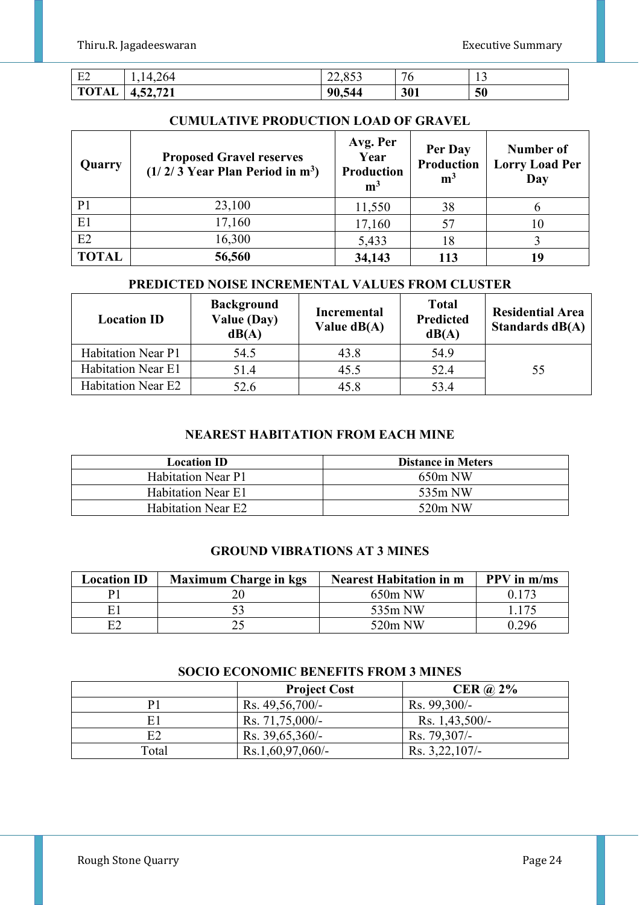| | | | | |
|---|---|---|---|---|
| E2 | 1,14,264 | 22,853 | 76 | 13 |
| **TOTAL** | **4,52,721** | **90,544** | **301** | **50** |

### CUMULATIVE PRODUCTION LOAD OF GRAVEL

| Quarry | Proposed Gravel reserves (1/ 2/ 3 Year Plan Period in $m^3$) | Avg. Per Year Production $m^3$ | Per Day Production $m^3$ | Number of Lorry Load Per Day |
|---|---|---|---|---|
| P1 | 23,100 | 11,550 | 38 | 6 |
| E1 | 17,160 | 17,160 | 57 | 10 |
| E2 | 16,300 | 5,433 | 18 | 3 |
| **TOTAL** | **56,560** | **34,143** | **113** | **19** |

### PREDICTED NOISE INCREMENTAL VALUES FROM CLUSTER

| Location ID | Background Value (Day) dB(A) | Incremental Value dB(A) | Total Predicted dB(A) | Residential Area Standards dB(A) |
|---|---|---|---|---|
| Habitation Near P1 | 54.5 | 43.8 | 54.9 | 55 |
| Habitation Near E1 | 51.4 | 45.5 | 52.4 | |
| Habitation Near E2 | 52.6 | 45.8 | 53.4 | |

### NEAREST HABITATION FROM EACH MINE

| Location ID | Distance in Meters |
|---|---|
| Habitation Near P1 | 650m NW |
| Habitation Near E1 | 535m NW |
| Habitation Near E2 | 520m NW |

### GROUND VIBRATIONS AT 3 MINES

| Location ID | Maximum Charge in kgs | Nearest Habitation in m | PPV in m/ms |
|---|---|---|---|
| P1 | 20 | 650m NW | 0.173 |
| E1 | 53 | 535m NW | 1.175 |
| E2 | 25 | 520m NW | 0.296 |

### SOCIO ECONOMIC BENEFITS FROM 3 MINES

| | Project Cost | CER @ 2% |
|---|---|---|
| P1 | Rs. 49,56,700/- | Rs. 99,300/- |
| E1 | Rs. 71,75,000/- | Rs. 1,43,500/- |
| E2 | Rs. 39,65,360/- | Rs. 79,307/- |
| Total | Rs.1,60,97,060/- | Rs. 3,22,107/- |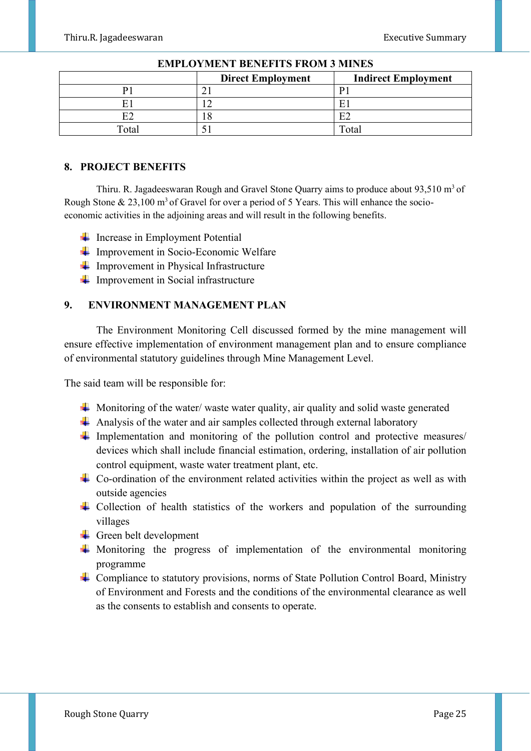**EMPLOYMENT BENEFITS FROM 3 MINES**

| | Direct Employment | Indirect Employment |
|---|---|---|
| P1 | 21 | P1 |
| E1 | 12 | E1 |
| E2 | 18 | E2 |
| Total | 51 | Total |

## 8. PROJECT BENEFITS

Thiru. R. Jagadeeswaran Rough and Gravel Stone Quarry aims to produce about 93,510 $m^3$ of Rough Stone & 23,100 $m^3$ of Gravel for over a period of 5 Years. This will enhance the socio-economic activities in the adjoining areas and will result in the following benefits.

- Increase in Employment Potential
- Improvement in Socio-Economic Welfare
- Improvement in Physical Infrastructure
- Improvement in Social infrastructure

## 9. ENVIRONMENT MANAGEMENT PLAN

The Environment Monitoring Cell discussed formed by the mine management will ensure effective implementation of environment management plan and to ensure compliance of environmental statutory guidelines through Mine Management Level.

The said team will be responsible for:

- Monitoring of the water/ waste water quality, air quality and solid waste generated
- Analysis of the water and air samples collected through external laboratory
- Implementation and monitoring of the pollution control and protective measures/ devices which shall include financial estimation, ordering, installation of air pollution control equipment, waste water treatment plant, etc.
- Co-ordination of the environment related activities within the project as well as with outside agencies
- Collection of health statistics of the workers and population of the surrounding villages
- Green belt development
- Monitoring the progress of implementation of the environmental monitoring programme
- Compliance to statutory provisions, norms of State Pollution Control Board, Ministry of Environment and Forests and the conditions of the environmental clearance as well as the consents to establish and consents to operate.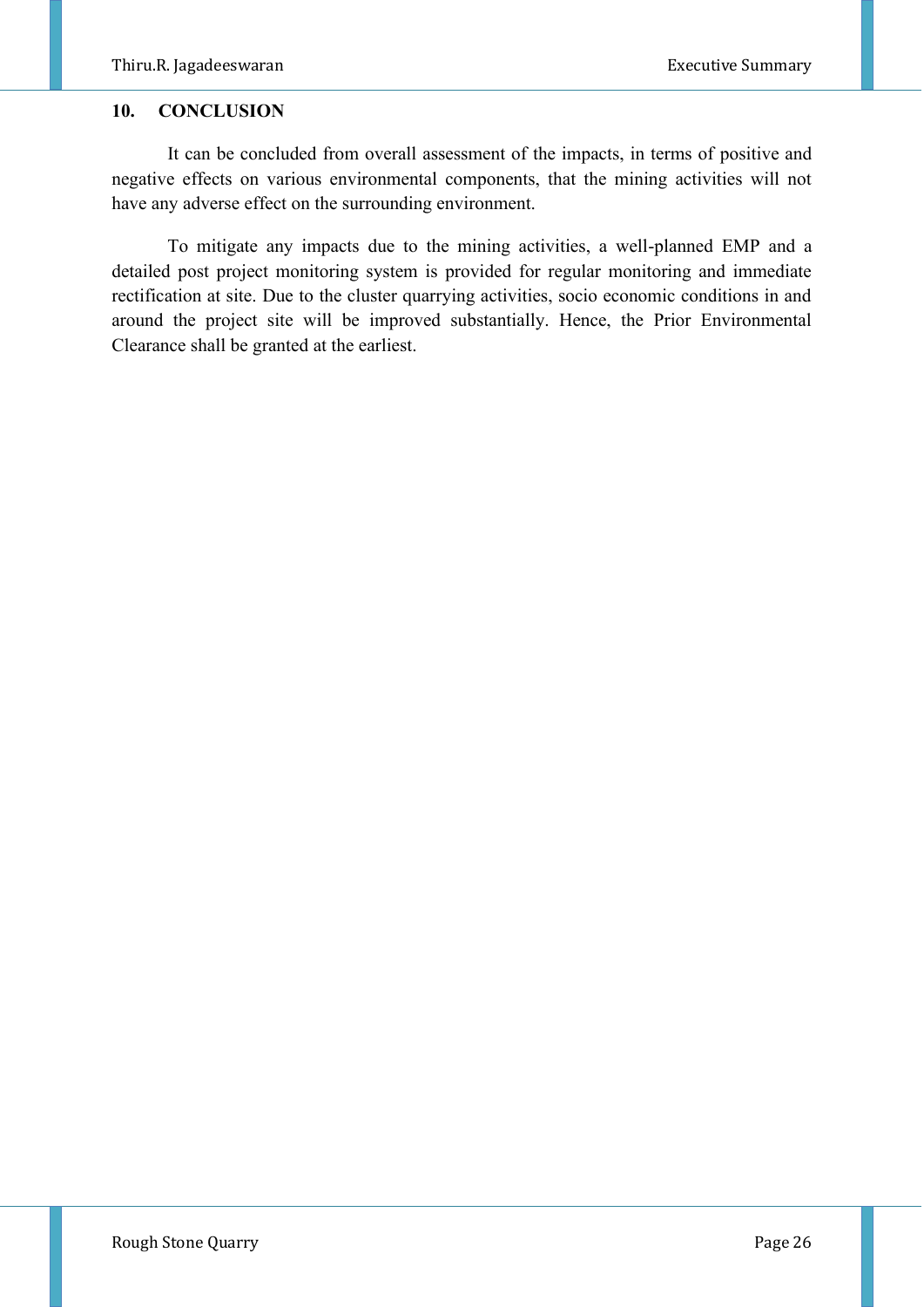## 10. CONCLUSION

It can be concluded from overall assessment of the impacts, in terms of positive and negative effects on various environmental components, that the mining activities will not have any adverse effect on the surrounding environment.

To mitigate any impacts due to the mining activities, a well-planned EMP and a detailed post project monitoring system is provided for regular monitoring and immediate rectification at site. Due to the cluster quarrying activities, socio economic conditions in and around the project site will be improved substantially. Hence, the Prior Environmental Clearance shall be granted at the earliest.